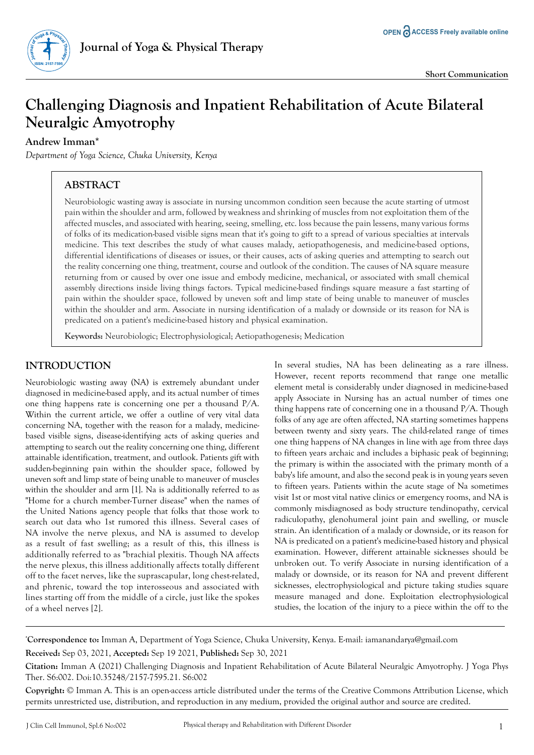# Challenging Diagnosis and Inpatient Rehabilitation of Acute Bilateral Neuralgic Amyotrophy

**Andrew Imman***

*Department of Yoga Science, Chuka University, Kenya*

## ABSTRACT

Neurobiologic wasting away is associate in nursing uncommon condition seen because the acute starting of utmost pain within the shoulder and arm, followed by weakness and shrinking of muscles from not exploitation them of the affected muscles, and associated with hearing, seeing, smelling, etc. loss because the pain lessens, many various forms of folks of its medication-based visible signs mean that it's going to gift to a spread of various specialties at intervals medicine. This text describes the study of what causes malady, aetiopathogenesis, and medicine-based options, differential identifications of diseases or issues, or their causes, acts of asking queries and attempting to search out the reality concerning one thing, treatment, course and outlook of the condition. The causes of NA square measure returning from or caused by over one issue and embody medicine, mechanical, or associated with small chemical assembly directions inside living things factors. Typical medicine-based findings square measure a fast starting of pain within the shoulder space, followed by uneven soft and limp state of being unable to maneuver of muscles within the shoulder and arm. Associate in nursing identification of a malady or downside or its reason for NA is predicated on a patient's medicine-based history and physical examination.

**Keywords:** Neurobiologic; Electrophysiological; Aetiopathogenesis; Medication

## INTRODUCTION

Neurobiologic wasting away (NA) is extremely abundant under diagnosed in medicine-based apply, and its actual number of times one thing happens rate is concerning one per a thousand P/A. Within the current article, we offer a outline of very vital data concerning NA, together with the reason for a malady, medicine-based visible signs, disease-identifying acts of asking queries and attempting to search out the reality concerning one thing, different attainable identification, treatment, and outlook. Patients gift with sudden-beginning pain within the shoulder space, followed by uneven soft and limp state of being unable to maneuver of muscles within the shoulder and arm [1]. Na is additionally referred to as "Home for a church member-Turner disease" when the names of the United Nations agency people that folks that those work to search out data who 1st rumored this illness. Several cases of NA involve the nerve plexus, and NA is assumed to develop as a result of fast swelling; as a result of this, this illness is additionally referred to as "brachial plexitis. Though NA affects the nerve plexus, this illness additionally affects totally different off to the facet nerves, like the suprascapular, long chest-related, and phrenic, toward the top interosseous and associated with lines starting off from the middle of a circle, just like the spokes of a wheel nerves [2].

In several studies, NA has been delineating as a rare illness. However, recent reports recommend that range one metallic element metal is considerably under diagnosed in medicine-based apply Associate in Nursing has an actual number of times one thing happens rate of concerning one in a thousand P/A. Though folks of any age are often affected, NA starting sometimes happens between twenty and sixty years. The child-related range of times one thing happens of NA changes in line with age from three days to fifteen years archaic and includes a biphasic peak of beginning; the primary is within the associated with the primary month of a baby's life amount, and also the second peak is in young years seven to fifteen years. Patients within the acute stage of Na sometimes visit 1st or most vital native clinics or emergency rooms, and NA is commonly misdiagnosed as body structure tendinopathy, cervical radiculopathy, glenohumeral joint pain and swelling, or muscle strain. An identification of a malady or downside, or its reason for NA is predicated on a patient's medicine-based history and physical examination. However, different attainable sicknesses should be unbroken out. To verify Associate in nursing identification of a malady or downside, or its reason for NA and prevent different sicknesses, electrophysiological and picture taking studies square measure managed and done. Exploitation electrophysiological studies, the location of the injury to a piece within the off to the

*Correspondence to:** Imman A, Department of Yoga Science, Chuka University, Kenya. E-mail: iamanandarya@gmail.com

**Received:** Sep 03, 2021, **Accepted:** Sep 19 2021, **Published:** Sep 30, 2021

**Citation:** Imman A (2021) Challenging Diagnosis and Inpatient Rehabilitation of Acute Bilateral Neuralgic Amyotrophy. J Yoga Phys Ther. S6:002. Doi:10.35248/2157-7595.21. S6:002

**Copyright:** © Imman A. This is an open-access article distributed under the terms of the Creative Commons Attribution License, which permits unrestricted use, distribution, and reproduction in any medium, provided the original author and source are credited.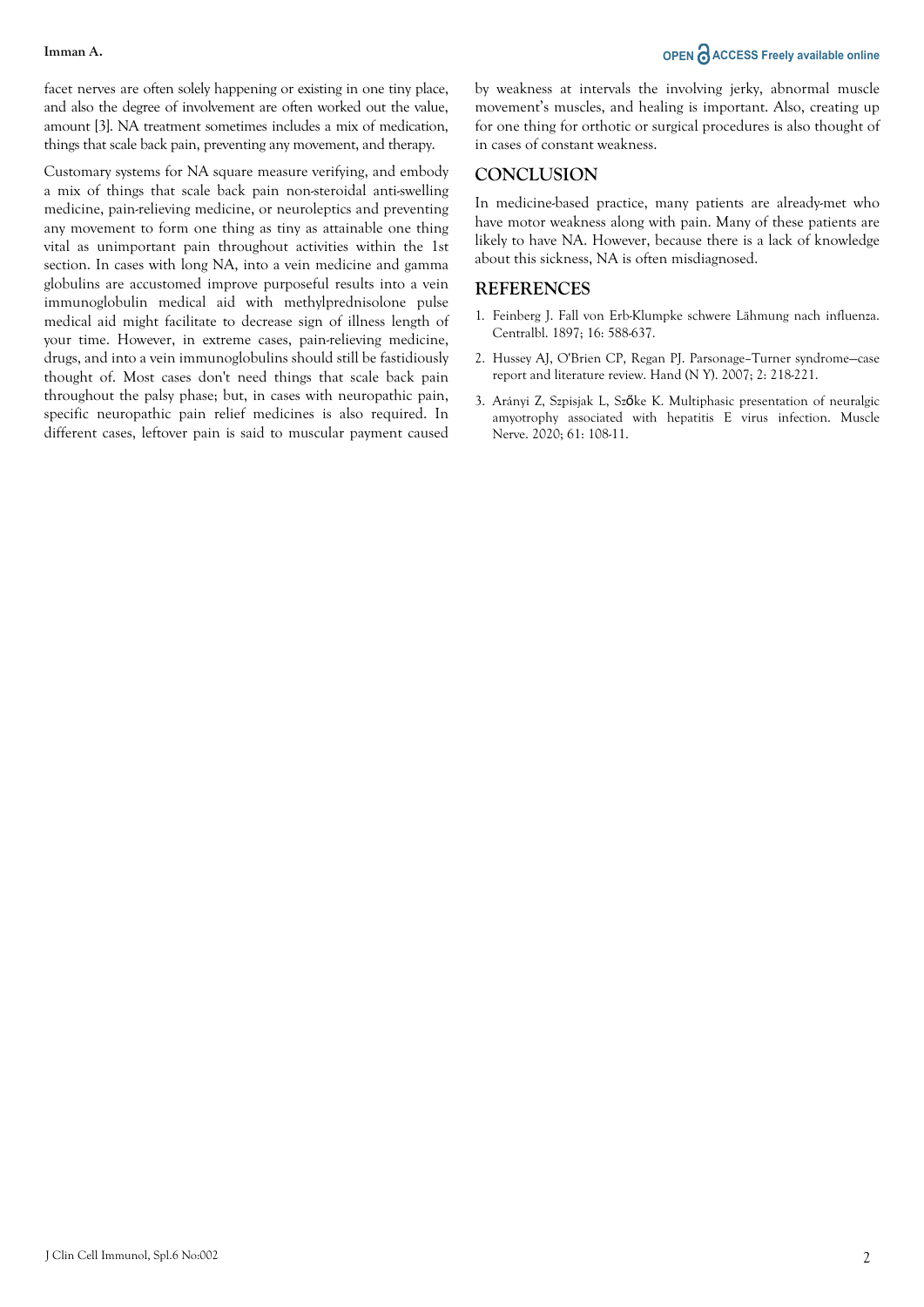facet nerves are often solely happening or existing in one tiny place, and also the degree of involvement are often worked out the value, amount [3]. NA treatment sometimes includes a mix of medication, things that scale back pain, preventing any movement, and therapy.

Customary systems for NA square measure verifying, and embody a mix of things that scale back pain non-steroidal anti-swelling medicine, pain-relieving medicine, or neuroleptics and preventing any movement to form one thing as tiny as attainable one thing vital as unimportant pain throughout activities within the 1st section. In cases with long NA, into a vein medicine and gamma globulins are accustomed improve purposeful results into a vein immunoglobulin medical aid with methylprednisolone pulse medical aid might facilitate to decrease sign of illness length of your time. However, in extreme cases, pain-relieving medicine, drugs, and into a vein immunoglobulins should still be fastidiously thought of. Most cases don't need things that scale back pain throughout the palsy phase; but, in cases with neuropathic pain, specific neuropathic pain relief medicines is also required. In different cases, leftover pain is said to muscular payment caused by weakness at intervals the involving jerky, abnormal muscle movement's muscles, and healing is important. Also, creating up for one thing for orthotic or surgical procedures is also thought of in cases of constant weakness.

## CONCLUSION

In medicine-based practice, many patients are already-met who have motor weakness along with pain. Many of these patients are likely to have NA. However, because there is a lack of knowledge about this sickness, NA is often misdiagnosed.

## REFERENCES

1. Feinberg J. Fall von Erb-Klumpke schwere Lähmung nach influenza. Centralbl. 1897; 16: 588-637.
2. Hussey AJ, O'Brien CP, Regan PJ. Parsonage–Turner syndrome—case report and literature review. Hand (N Y). 2007; 2: 218-221.
3. Arányi Z, Szpisjak L, Szőke K. Multiphasic presentation of neuralgic amyotrophy associated with hepatitis E virus infection. Muscle Nerve. 2020; 61: 108-11.